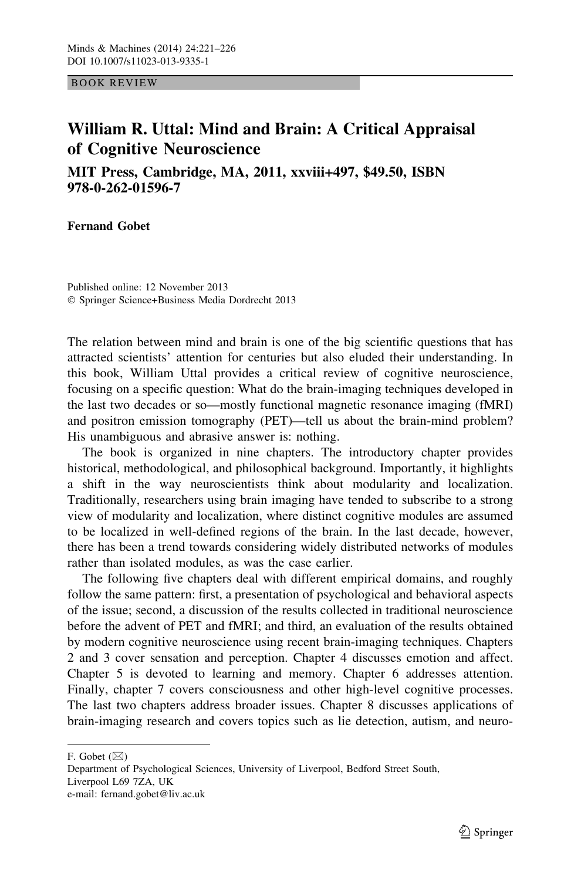BOOK REVIEW

# William R. Uttal: Mind and Brain: A Critical Appraisal of Cognitive Neuroscience

## MIT Press, Cambridge, MA, 2011, xxviii+497, $49.50, ISBN 978-0-262-01596-7

**Fernand Gobet**

Published online: 12 November 2013
© Springer Science+Business Media Dordrecht 2013

The relation between mind and brain is one of the big scientific questions that has attracted scientists' attention for centuries but also eluded their understanding. In this book, William Uttal provides a critical review of cognitive neuroscience, focusing on a specific question: What do the brain-imaging techniques developed in the last two decades or so—mostly functional magnetic resonance imaging (fMRI) and positron emission tomography (PET)—tell us about the brain-mind problem? His unambiguous and abrasive answer is: nothing.

The book is organized in nine chapters. The introductory chapter provides historical, methodological, and philosophical background. Importantly, it highlights a shift in the way neuroscientists think about modularity and localization. Traditionally, researchers using brain imaging have tended to subscribe to a strong view of modularity and localization, where distinct cognitive modules are assumed to be localized in well-defined regions of the brain. In the last decade, however, there has been a trend towards considering widely distributed networks of modules rather than isolated modules, as was the case earlier.

The following five chapters deal with different empirical domains, and roughly follow the same pattern: first, a presentation of psychological and behavioral aspects of the issue; second, a discussion of the results collected in traditional neuroscience before the advent of PET and fMRI; and third, an evaluation of the results obtained by modern cognitive neuroscience using recent brain-imaging techniques. Chapters 2 and 3 cover sensation and perception. Chapter 4 discusses emotion and affect. Chapter 5 is devoted to learning and memory. Chapter 6 addresses attention. Finally, chapter 7 covers consciousness and other high-level cognitive processes. The last two chapters address broader issues. Chapter 8 discusses applications of brain-imaging research and covers topics such as lie detection, autism, and neuro-

---

F. Gobet (✉)
Department of Psychological Sciences, University of Liverpool, Bedford Street South, Liverpool L69 7ZA, UK
e-mail: fernand.gobet@liv.ac.uk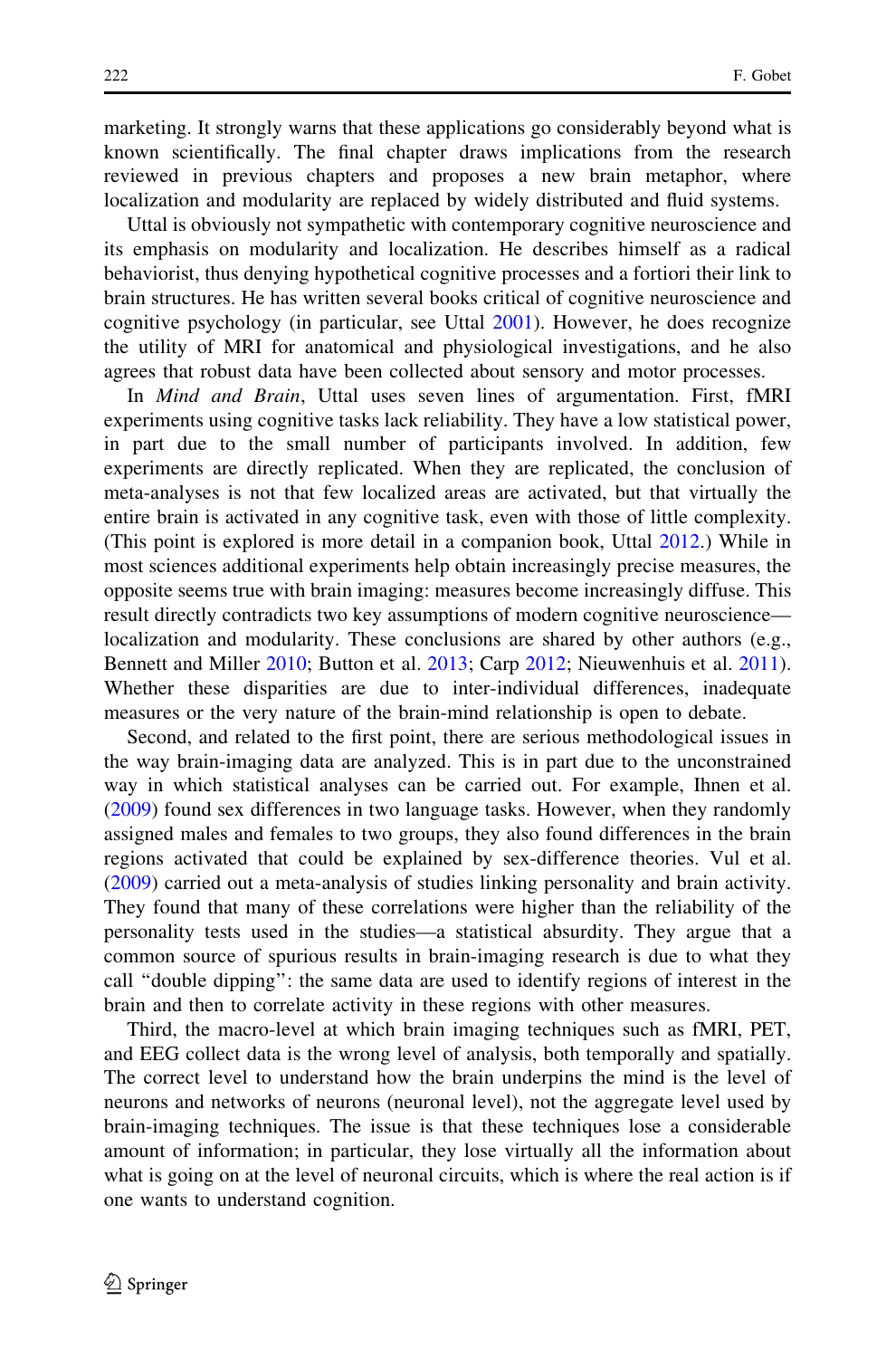marketing. It strongly warns that these applications go considerably beyond what is known scientifically. The final chapter draws implications from the research reviewed in previous chapters and proposes a new brain metaphor, where localization and modularity are replaced by widely distributed and fluid systems.

Uttal is obviously not sympathetic with contemporary cognitive neuroscience and its emphasis on modularity and localization. He describes himself as a radical behaviorist, thus denying hypothetical cognitive processes and a fortiori their link to brain structures. He has written several books critical of cognitive neuroscience and cognitive psychology (in particular, see Uttal 2001). However, he does recognize the utility of MRI for anatomical and physiological investigations, and he also agrees that robust data have been collected about sensory and motor processes.

In *Mind and Brain*, Uttal uses seven lines of argumentation. First, fMRI experiments using cognitive tasks lack reliability. They have a low statistical power, in part due to the small number of participants involved. In addition, few experiments are directly replicated. When they are replicated, the conclusion of meta-analyses is not that few localized areas are activated, but that virtually the entire brain is activated in any cognitive task, even with those of little complexity. (This point is explored is more detail in a companion book, Uttal 2012.) While in most sciences additional experiments help obtain increasingly precise measures, the opposite seems true with brain imaging: measures become increasingly diffuse. This result directly contradicts two key assumptions of modern cognitive neuroscience—localization and modularity. These conclusions are shared by other authors (e.g., Bennett and Miller 2010; Button et al. 2013; Carp 2012; Nieuwenhuis et al. 2011). Whether these disparities are due to inter-individual differences, inadequate measures or the very nature of the brain-mind relationship is open to debate.

Second, and related to the first point, there are serious methodological issues in the way brain-imaging data are analyzed. This is in part due to the unconstrained way in which statistical analyses can be carried out. For example, Ihnen et al. (2009) found sex differences in two language tasks. However, when they randomly assigned males and females to two groups, they also found differences in the brain regions activated that could be explained by sex-difference theories. Vul et al. (2009) carried out a meta-analysis of studies linking personality and brain activity. They found that many of these correlations were higher than the reliability of the personality tests used in the studies—a statistical absurdity. They argue that a common source of spurious results in brain-imaging research is due to what they call "double dipping": the same data are used to identify regions of interest in the brain and then to correlate activity in these regions with other measures.

Third, the macro-level at which brain imaging techniques such as fMRI, PET, and EEG collect data is the wrong level of analysis, both temporally and spatially. The correct level to understand how the brain underpins the mind is the level of neurons and networks of neurons (neuronal level), not the aggregate level used by brain-imaging techniques. The issue is that these techniques lose a considerable amount of information; in particular, they lose virtually all the information about what is going on at the level of neuronal circuits, which is where the real action is if one wants to understand cognition.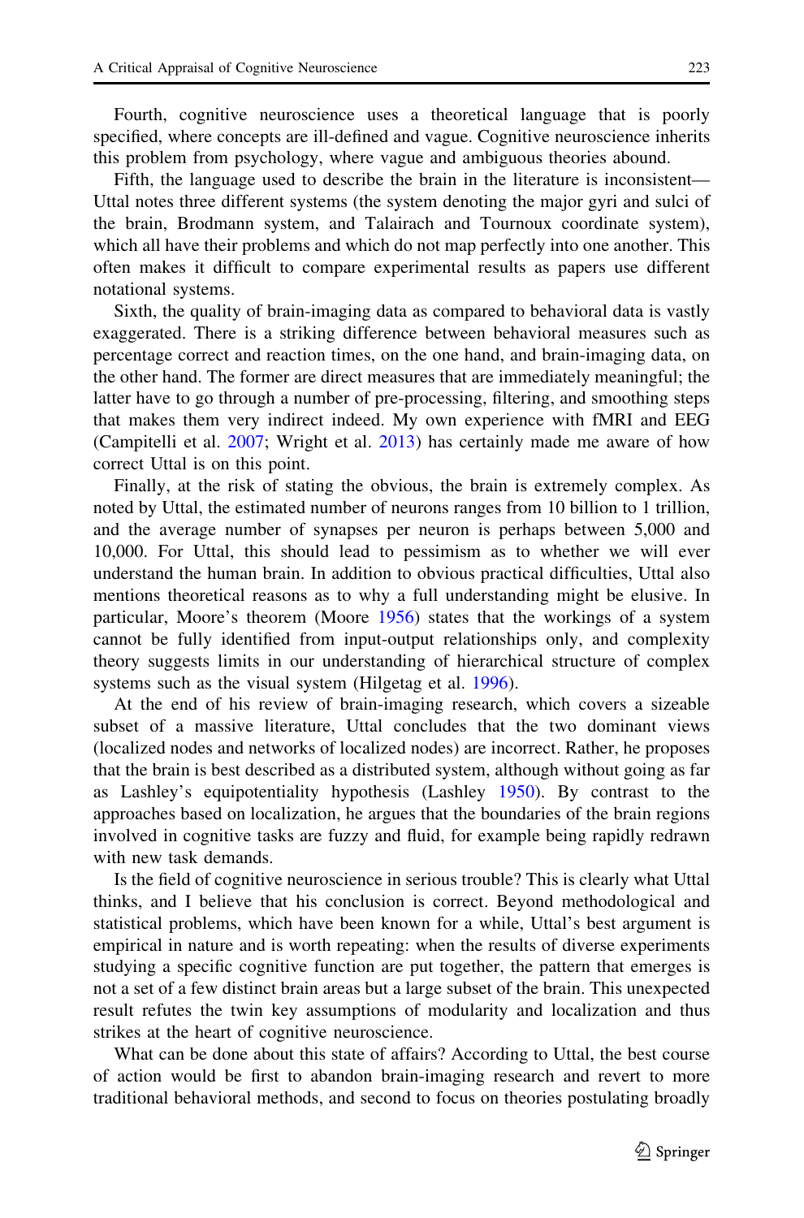Fourth, cognitive neuroscience uses a theoretical language that is poorly specified, where concepts are ill-defined and vague. Cognitive neuroscience inherits this problem from psychology, where vague and ambiguous theories abound.

Fifth, the language used to describe the brain in the literature is inconsistent—Uttal notes three different systems (the system denoting the major gyri and sulci of the brain, Brodmann system, and Talairach and Tournoux coordinate system), which all have their problems and which do not map perfectly into one another. This often makes it difficult to compare experimental results as papers use different notational systems.

Sixth, the quality of brain-imaging data as compared to behavioral data is vastly exaggerated. There is a striking difference between behavioral measures such as percentage correct and reaction times, on the one hand, and brain-imaging data, on the other hand. The former are direct measures that are immediately meaningful; the latter have to go through a number of pre-processing, filtering, and smoothing steps that makes them very indirect indeed. My own experience with fMRI and EEG (Campitelli et al. 2007; Wright et al. 2013) has certainly made me aware of how correct Uttal is on this point.

Finally, at the risk of stating the obvious, the brain is extremely complex. As noted by Uttal, the estimated number of neurons ranges from 10 billion to 1 trillion, and the average number of synapses per neuron is perhaps between 5,000 and 10,000. For Uttal, this should lead to pessimism as to whether we will ever understand the human brain. In addition to obvious practical difficulties, Uttal also mentions theoretical reasons as to why a full understanding might be elusive. In particular, Moore's theorem (Moore 1956) states that the workings of a system cannot be fully identified from input-output relationships only, and complexity theory suggests limits in our understanding of hierarchical structure of complex systems such as the visual system (Hilgetag et al. 1996).

At the end of his review of brain-imaging research, which covers a sizeable subset of a massive literature, Uttal concludes that the two dominant views (localized nodes and networks of localized nodes) are incorrect. Rather, he proposes that the brain is best described as a distributed system, although without going as far as Lashley's equipotentiality hypothesis (Lashley 1950). By contrast to the approaches based on localization, he argues that the boundaries of the brain regions involved in cognitive tasks are fuzzy and fluid, for example being rapidly redrawn with new task demands.

Is the field of cognitive neuroscience in serious trouble? This is clearly what Uttal thinks, and I believe that his conclusion is correct. Beyond methodological and statistical problems, which have been known for a while, Uttal's best argument is empirical in nature and is worth repeating: when the results of diverse experiments studying a specific cognitive function are put together, the pattern that emerges is not a set of a few distinct brain areas but a large subset of the brain. This unexpected result refutes the twin key assumptions of modularity and localization and thus strikes at the heart of cognitive neuroscience.

What can be done about this state of affairs? According to Uttal, the best course of action would be first to abandon brain-imaging research and revert to more traditional behavioral methods, and second to focus on theories postulating broadly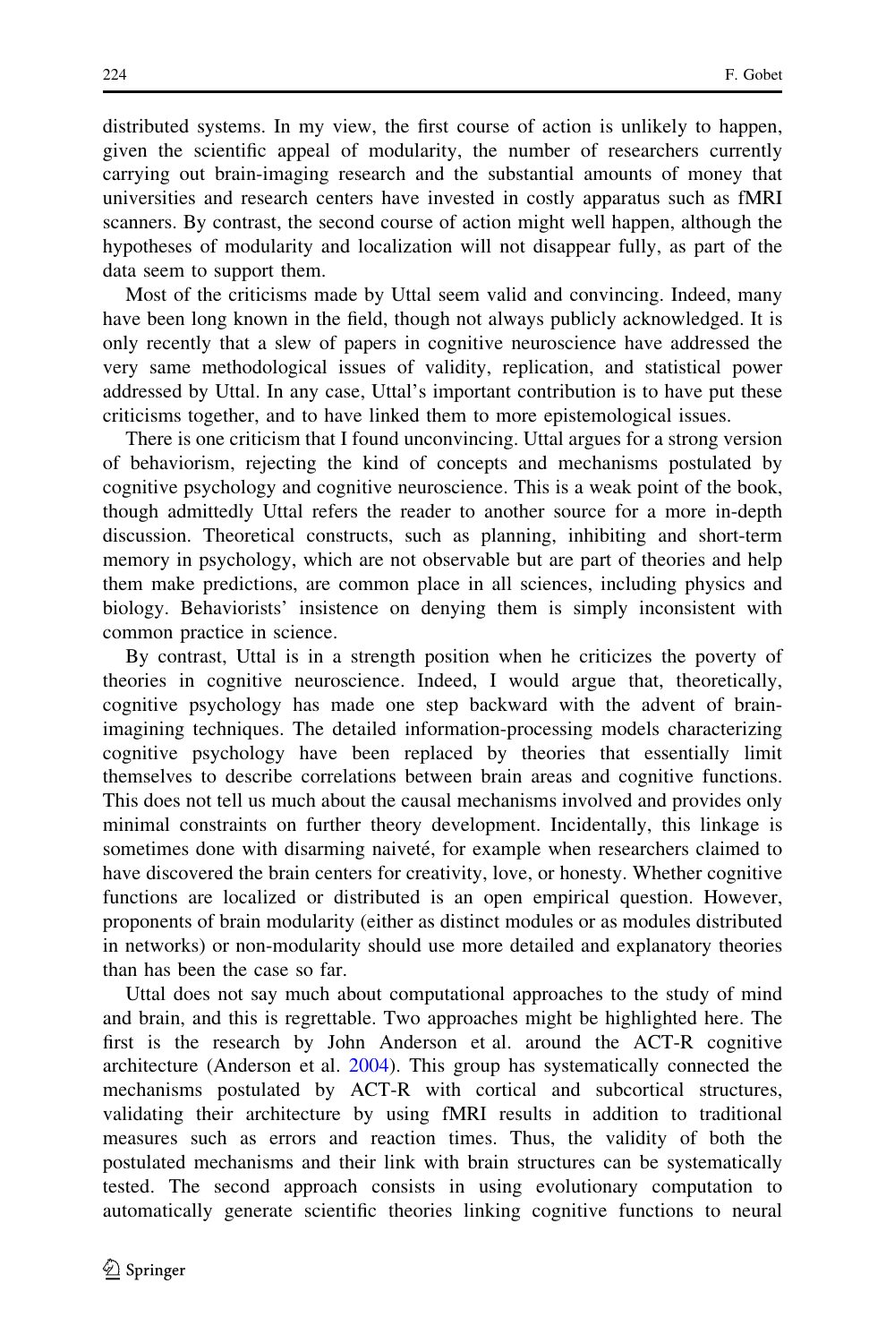distributed systems. In my view, the first course of action is unlikely to happen, given the scientific appeal of modularity, the number of researchers currently carrying out brain-imaging research and the substantial amounts of money that universities and research centers have invested in costly apparatus such as fMRI scanners. By contrast, the second course of action might well happen, although the hypotheses of modularity and localization will not disappear fully, as part of the data seem to support them.

Most of the criticisms made by Uttal seem valid and convincing. Indeed, many have been long known in the field, though not always publicly acknowledged. It is only recently that a slew of papers in cognitive neuroscience have addressed the very same methodological issues of validity, replication, and statistical power addressed by Uttal. In any case, Uttal's important contribution is to have put these criticisms together, and to have linked them to more epistemological issues.

There is one criticism that I found unconvincing. Uttal argues for a strong version of behaviorism, rejecting the kind of concepts and mechanisms postulated by cognitive psychology and cognitive neuroscience. This is a weak point of the book, though admittedly Uttal refers the reader to another source for a more in-depth discussion. Theoretical constructs, such as planning, inhibiting and short-term memory in psychology, which are not observable but are part of theories and help them make predictions, are common place in all sciences, including physics and biology. Behaviorists' insistence on denying them is simply inconsistent with common practice in science.

By contrast, Uttal is in a strength position when he criticizes the poverty of theories in cognitive neuroscience. Indeed, I would argue that, theoretically, cognitive psychology has made one step backward with the advent of brain-imagining techniques. The detailed information-processing models characterizing cognitive psychology have been replaced by theories that essentially limit themselves to describe correlations between brain areas and cognitive functions. This does not tell us much about the causal mechanisms involved and provides only minimal constraints on further theory development. Incidentally, this linkage is sometimes done with disarming naiveté, for example when researchers claimed to have discovered the brain centers for creativity, love, or honesty. Whether cognitive functions are localized or distributed is an open empirical question. However, proponents of brain modularity (either as distinct modules or as modules distributed in networks) or non-modularity should use more detailed and explanatory theories than has been the case so far.

Uttal does not say much about computational approaches to the study of mind and brain, and this is regrettable. Two approaches might be highlighted here. The first is the research by John Anderson et al. around the ACT-R cognitive architecture (Anderson et al. 2004). This group has systematically connected the mechanisms postulated by ACT-R with cortical and subcortical structures, validating their architecture by using fMRI results in addition to traditional measures such as errors and reaction times. Thus, the validity of both the postulated mechanisms and their link with brain structures can be systematically tested. The second approach consists in using evolutionary computation to automatically generate scientific theories linking cognitive functions to neural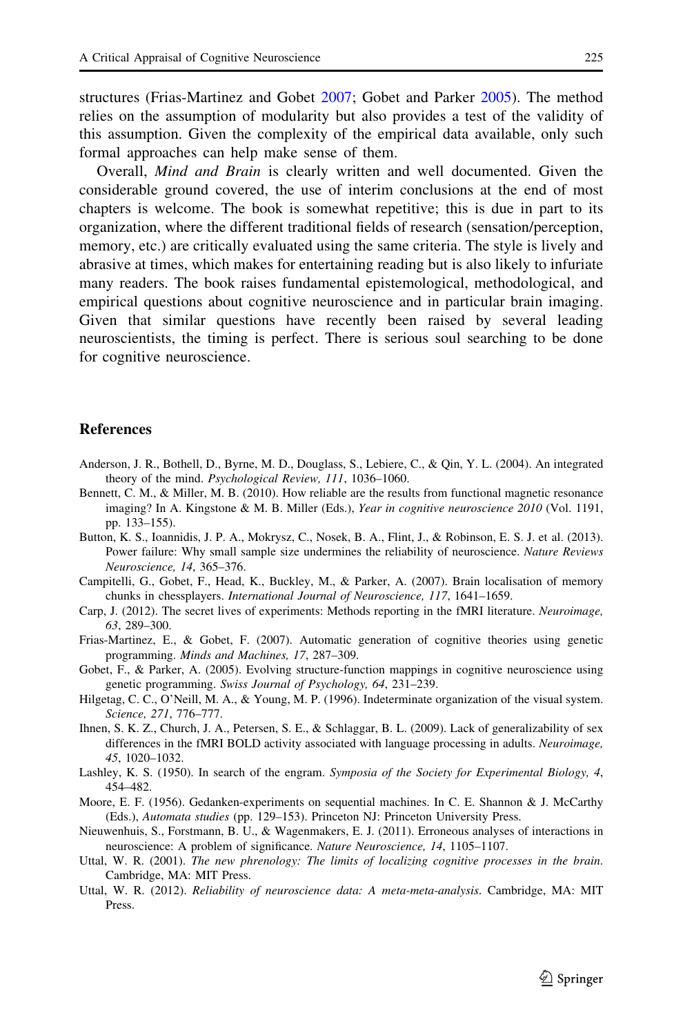structures (Frias-Martinez and Gobet 2007; Gobet and Parker 2005). The method relies on the assumption of modularity but also provides a test of the validity of this assumption. Given the complexity of the empirical data available, only such formal approaches can help make sense of them.

Overall, *Mind and Brain* is clearly written and well documented. Given the considerable ground covered, the use of interim conclusions at the end of most chapters is welcome. The book is somewhat repetitive; this is due in part to its organization, where the different traditional fields of research (sensation/perception, memory, etc.) are critically evaluated using the same criteria. The style is lively and abrasive at times, which makes for entertaining reading but is also likely to infuriate many readers. The book raises fundamental epistemological, methodological, and empirical questions about cognitive neuroscience and in particular brain imaging. Given that similar questions have recently been raised by several leading neuroscientists, the timing is perfect. There is serious soul searching to be done for cognitive neuroscience.

## References

Anderson, J. R., Bothell, D., Byrne, M. D., Douglass, S., Lebiere, C., & Qin, Y. L. (2004). An integrated theory of the mind. *Psychological Review, 111*, 1036–1060.

Bennett, C. M., & Miller, M. B. (2010). How reliable are the results from functional magnetic resonance imaging? In A. Kingstone & M. B. Miller (Eds.), *Year in cognitive neuroscience 2010* (Vol. 1191, pp. 133–155).

Button, K. S., Ioannidis, J. P. A., Mokrysz, C., Nosek, B. A., Flint, J., & Robinson, E. S. J. et al. (2013). Power failure: Why small sample size undermines the reliability of neuroscience. *Nature Reviews Neuroscience, 14*, 365–376.

Campitelli, G., Gobet, F., Head, K., Buckley, M., & Parker, A. (2007). Brain localisation of memory chunks in chessplayers. *International Journal of Neuroscience, 117*, 1641–1659.

Carp, J. (2012). The secret lives of experiments: Methods reporting in the fMRI literature. *Neuroimage, 63*, 289–300.

Frias-Martinez, E., & Gobet, F. (2007). Automatic generation of cognitive theories using genetic programming. *Minds and Machines, 17*, 287–309.

Gobet, F., & Parker, A. (2005). Evolving structure-function mappings in cognitive neuroscience using genetic programming. *Swiss Journal of Psychology, 64*, 231–239.

Hilgetag, C. C., O'Neill, M. A., & Young, M. P. (1996). Indeterminate organization of the visual system. *Science, 271*, 776–777.

Ihnen, S. K. Z., Church, J. A., Petersen, S. E., & Schlaggar, B. L. (2009). Lack of generalizability of sex differences in the fMRI BOLD activity associated with language processing in adults. *Neuroimage, 45*, 1020–1032.

Lashley, K. S. (1950). In search of the engram. *Symposia of the Society for Experimental Biology, 4*, 454–482.

Moore, E. F. (1956). Gedanken-experiments on sequential machines. In C. E. Shannon & J. McCarthy (Eds.), *Automata studies* (pp. 129–153). Princeton NJ: Princeton University Press.

Nieuwenhuis, S., Forstmann, B. U., & Wagenmakers, E. J. (2011). Erroneous analyses of interactions in neuroscience: A problem of significance. *Nature Neuroscience, 14*, 1105–1107.

Uttal, W. R. (2001). *The new phrenology: The limits of localizing cognitive processes in the brain*. Cambridge, MA: MIT Press.

Uttal, W. R. (2012). *Reliability of neuroscience data: A meta-meta-analysis*. Cambridge, MA: MIT Press.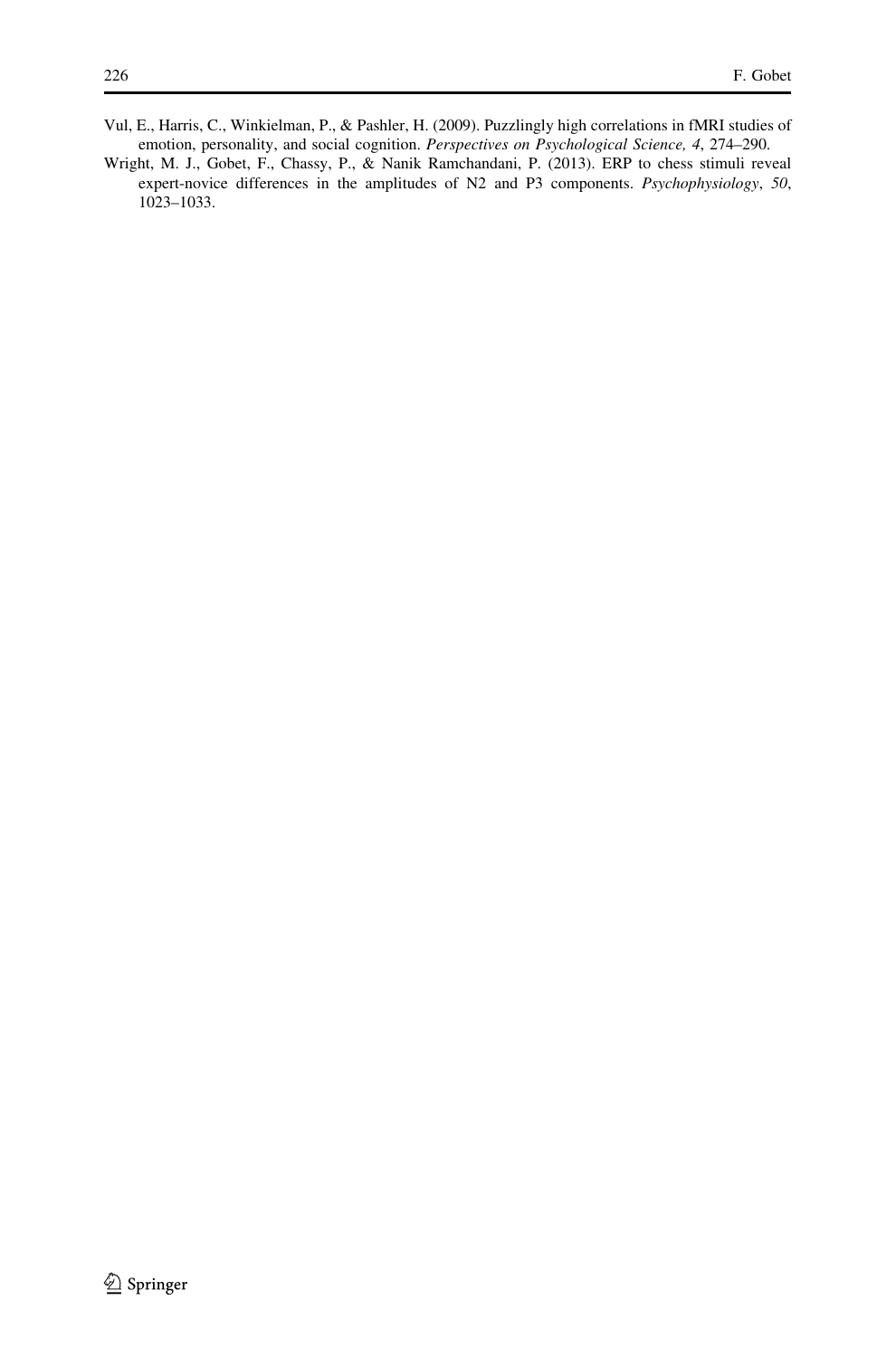Vul, E., Harris, C., Winkielman, P., & Pashler, H. (2009). Puzzlingly high correlations in fMRI studies of emotion, personality, and social cognition. *Perspectives on Psychological Science, 4*, 274–290.

Wright, M. J., Gobet, F., Chassy, P., & Nanik Ramchandani, P. (2013). ERP to chess stimuli reveal expert-novice differences in the amplitudes of N2 and P3 components. *Psychophysiology*, *50*, 1023–1033.